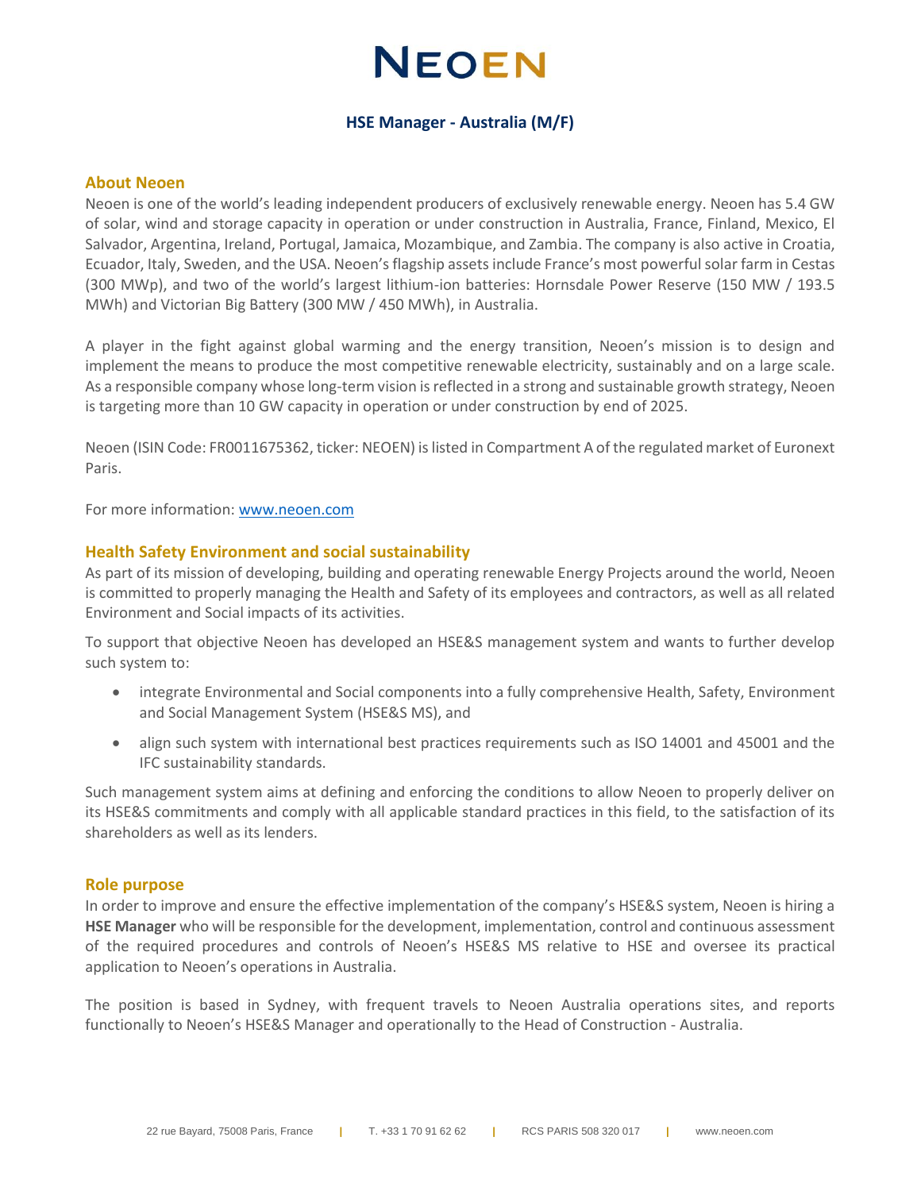# NEOEN

## HSE Manager - Australia (M/F)

### About Neoen

Neoen is one of the world's leading independent producers of exclusively renewable energy. Neoen has 5.4 GW of solar, wind and storage capacity in operation or under construction in Australia, France, Finland, Mexico, El Salvador, Argentina, Ireland, Portugal, Jamaica, Mozambique, and Zambia. The company is also active in Croatia, Ecuador, Italy, Sweden, and the USA. Neoen's flagship assets include France's most powerful solar farm in Cestas (300 MWp), and two of the world's largest lithium-ion batteries: Hornsdale Power Reserve (150 MW / 193.5 MWh) and Victorian Big Battery (300 MW / 450 MWh), in Australia.

A player in the fight against global warming and the energy transition, Neoen's mission is to design and implement the means to produce the most competitive renewable electricity, sustainably and on a large scale. As a responsible company whose long-term vision is reflected in a strong and sustainable growth strategy, Neoen is targeting more than 10 GW capacity in operation or under construction by end of 2025.

Neoen (ISIN Code: FR0011675362, ticker: NEOEN) is listed in Compartment A of the regulated market of Euronext Paris.

For more information: [www.neoen.com](http://www.neoen.com)

### Health Safety Environment and social sustainability

As part of its mission of developing, building and operating renewable Energy Projects around the world, Neoen is committed to properly managing the Health and Safety of its employees and contractors, as well as all related Environment and Social impacts of its activities.

To support that objective Neoen has developed an HSE&S management system and wants to further develop such system to:

- integrate Environmental and Social components into a fully comprehensive Health, Safety, Environment and Social Management System (HSE&S MS), and
- align such system with international best practices requirements such as ISO 14001 and 45001 and the IFC sustainability standards.

Such management system aims at defining and enforcing the conditions to allow Neoen to properly deliver on its HSE&S commitments and comply with all applicable standard practices in this field, to the satisfaction of its shareholders as well as its lenders.

### Role purpose

In order to improve and ensure the effective implementation of the company's HSE&S system, Neoen is hiring a **HSE Manager** who will be responsible for the development, implementation, control and continuous assessment of the required procedures and controls of Neoen's HSE&S MS relative to HSE and oversee its practical application to Neoen's operations in Australia.

The position is based in Sydney, with frequent travels to Neoen Australia operations sites, and reports functionally to Neoen's HSE&S Manager and operationally to the Head of Construction - Australia.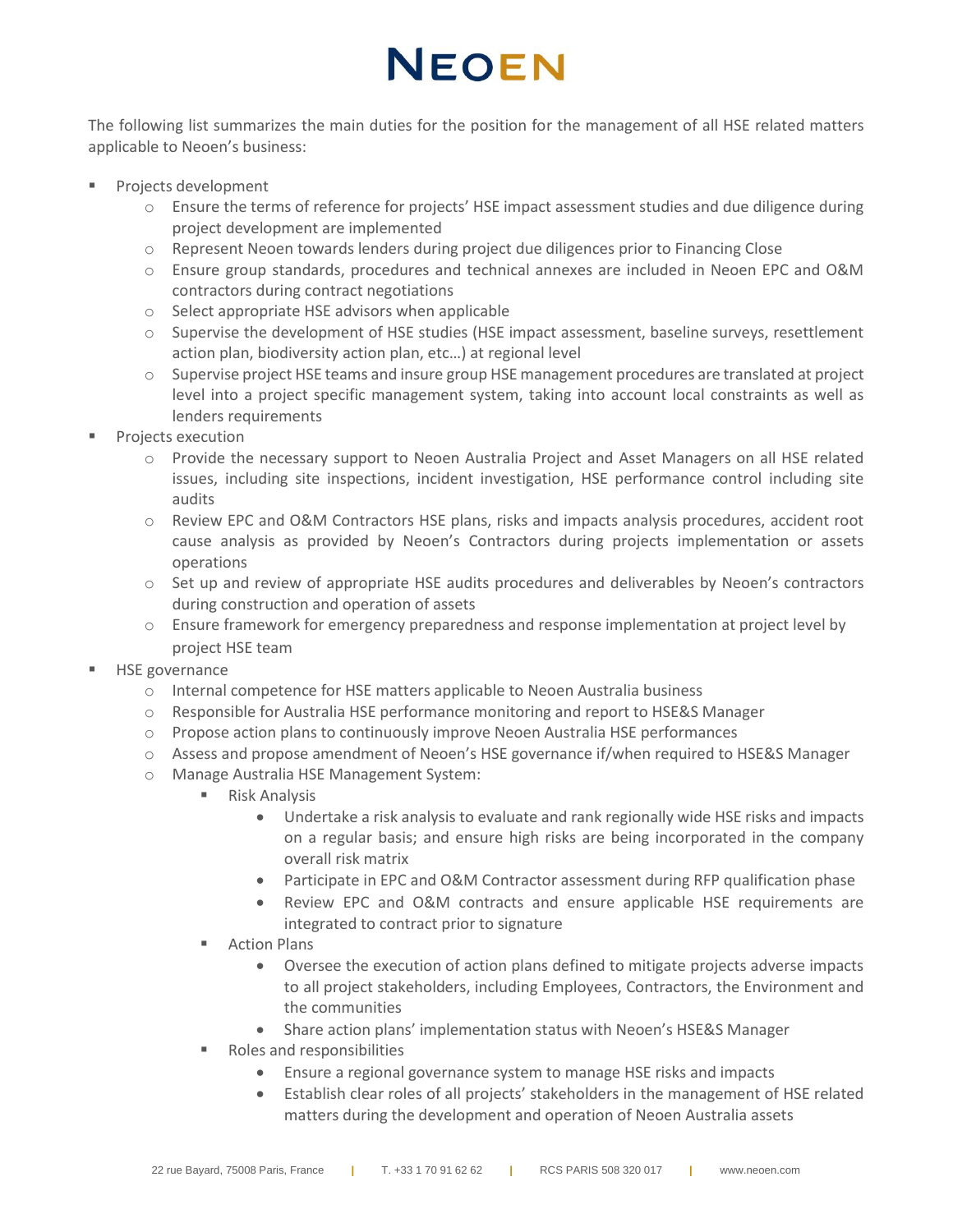The following list summarizes the main duties for the position for the management of all HSE related matters applicable to Neoen's business:

- Projects development
  - Ensure the terms of reference for projects' HSE impact assessment studies and due diligence during project development are implemented
  - Represent Neoen towards lenders during project due diligences prior to Financing Close
  - Ensure group standards, procedures and technical annexes are included in Neoen EPC and O&M contractors during contract negotiations
  - Select appropriate HSE advisors when applicable
  - Supervise the development of HSE studies (HSE impact assessment, baseline surveys, resettlement action plan, biodiversity action plan, etc…) at regional level
  - Supervise project HSE teams and insure group HSE management procedures are translated at project level into a project specific management system, taking into account local constraints as well as lenders requirements
- Projects execution
  - Provide the necessary support to Neoen Australia Project and Asset Managers on all HSE related issues, including site inspections, incident investigation, HSE performance control including site audits
  - Review EPC and O&M Contractors HSE plans, risks and impacts analysis procedures, accident root cause analysis as provided by Neoen's Contractors during projects implementation or assets operations
  - Set up and review of appropriate HSE audits procedures and deliverables by Neoen's contractors during construction and operation of assets
  - Ensure framework for emergency preparedness and response implementation at project level by project HSE team
- HSE governance
  - Internal competence for HSE matters applicable to Neoen Australia business
  - Responsible for Australia HSE performance monitoring and report to HSE&S Manager
  - Propose action plans to continuously improve Neoen Australia HSE performances
  - Assess and propose amendment of Neoen's HSE governance if/when required to HSE&S Manager
  - Manage Australia HSE Management System:
    - Risk Analysis
      - Undertake a risk analysis to evaluate and rank regionally wide HSE risks and impacts on a regular basis; and ensure high risks are being incorporated in the company overall risk matrix
      - Participate in EPC and O&M Contractor assessment during RFP qualification phase
      - Review EPC and O&M contracts and ensure applicable HSE requirements are integrated to contract prior to signature
    - Action Plans
      - Oversee the execution of action plans defined to mitigate projects adverse impacts to all project stakeholders, including Employees, Contractors, the Environment and the communities
      - Share action plans' implementation status with Neoen's HSE&S Manager
    - Roles and responsibilities
      - Ensure a regional governance system to manage HSE risks and impacts
      - Establish clear roles of all projects' stakeholders in the management of HSE related matters during the development and operation of Neoen Australia assets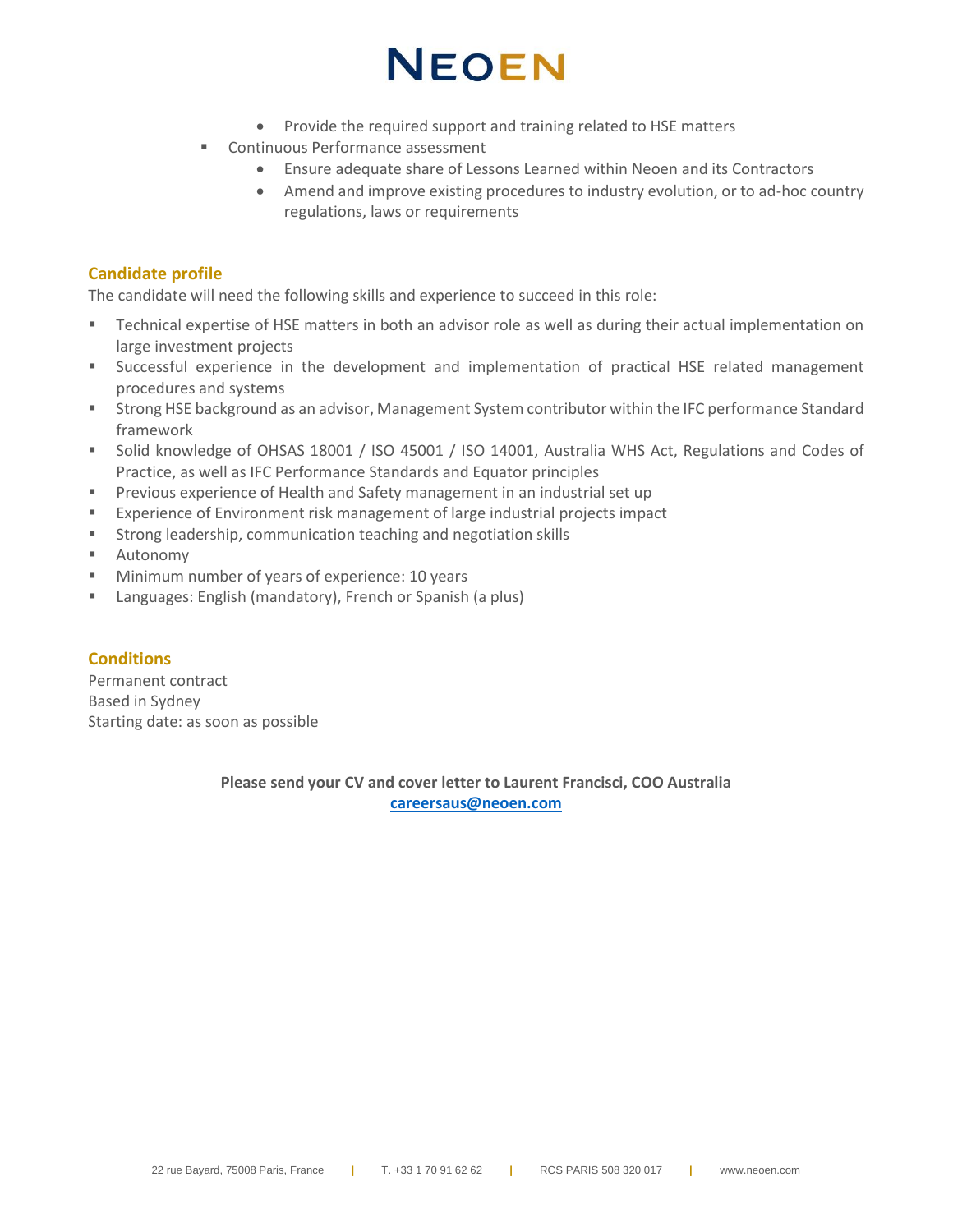- Provide the required support and training related to HSE matters
- Continuous Performance assessment
  - Ensure adequate share of Lessons Learned within Neoen and its Contractors
  - Amend and improve existing procedures to industry evolution, or to ad-hoc country regulations, laws or requirements

## Candidate profile

The candidate will need the following skills and experience to succeed in this role:

- Technical expertise of HSE matters in both an advisor role as well as during their actual implementation on large investment projects
- Successful experience in the development and implementation of practical HSE related management procedures and systems
- Strong HSE background as an advisor, Management System contributor within the IFC performance Standard framework
- Solid knowledge of OHSAS 18001 / ISO 45001 / ISO 14001, Australia WHS Act, Regulations and Codes of Practice, as well as IFC Performance Standards and Equator principles
- Previous experience of Health and Safety management in an industrial set up
- Experience of Environment risk management of large industrial projects impact
- Strong leadership, communication teaching and negotiation skills
- Autonomy
- Minimum number of years of experience: 10 years
- Languages: English (mandatory), French or Spanish (a plus)

## Conditions

Permanent contract
Based in Sydney
Starting date: as soon as possible

**Please send your CV and cover letter to Laurent Francisci, COO Australia**
**careersaus@neoen.com**